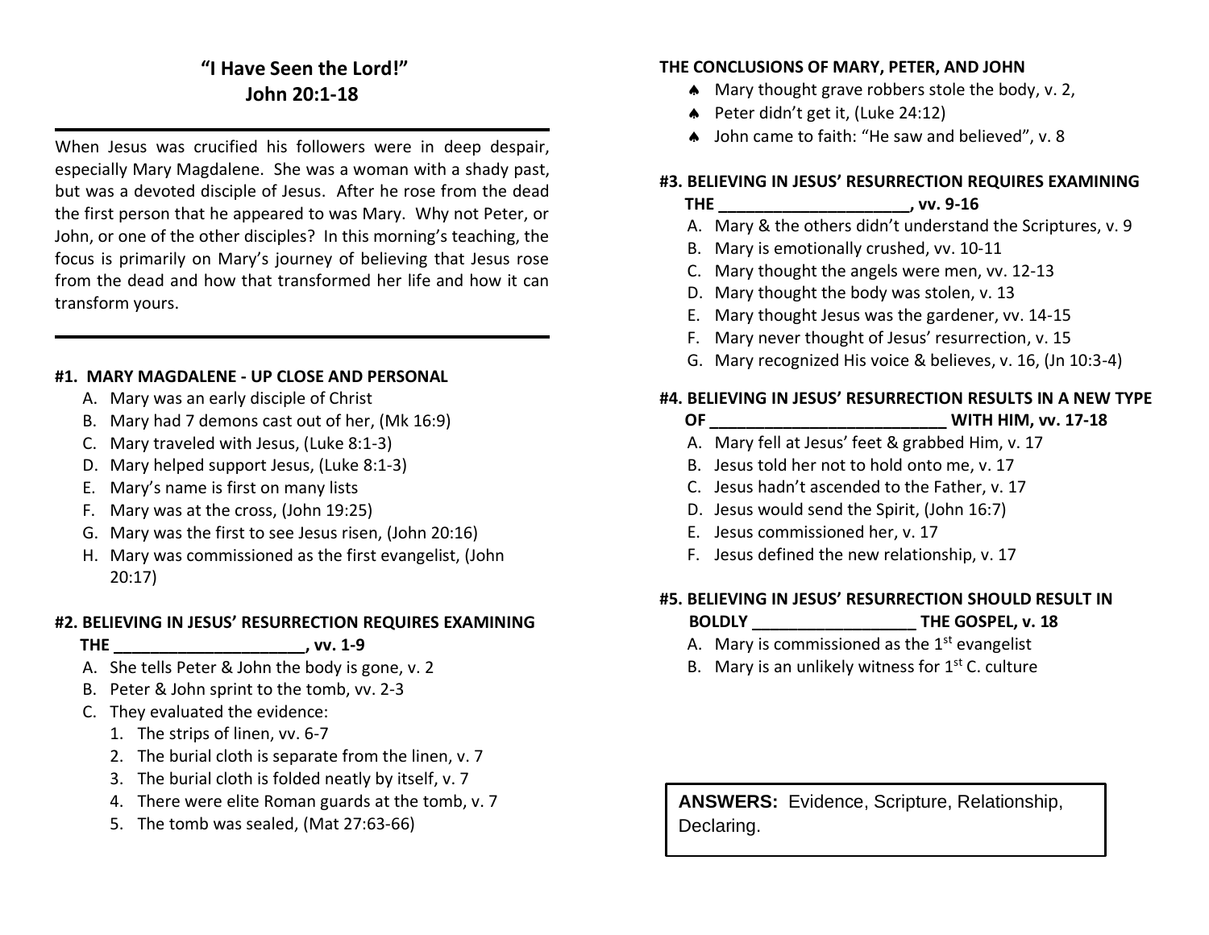# "I Have Seen the Lord!"
## John 20:1-18

When Jesus was crucified his followers were in deep despair, especially Mary Magdalene. She was a woman with a shady past, but was a devoted disciple of Jesus. After he rose from the dead the first person that he appeared to was Mary. Why not Peter, or John, or one of the other disciples? In this morning's teaching, the focus is primarily on Mary's journey of believing that Jesus rose from the dead and how that transformed her life and how it can transform yours.

---

**#1. MARY MAGDALENE - UP CLOSE AND PERSONAL**

A. Mary was an early disciple of Christ
B. Mary had 7 demons cast out of her, (Mk 16:9)
C. Mary traveled with Jesus, (Luke 8:1-3)
D. Mary helped support Jesus, (Luke 8:1-3)
E. Mary's name is first on many lists
F. Mary was at the cross, (John 19:25)
G. Mary was the first to see Jesus risen, (John 20:16)
H. Mary was commissioned as the first evangelist, (John 20:17)

**#2. BELIEVING IN JESUS' RESURRECTION REQUIRES EXAMINING THE _____________________, vv. 1-9**

A. She tells Peter & John the body is gone, v. 2
B. Peter & John sprint to the tomb, vv. 2-3
C. They evaluated the evidence:
   1. The strips of linen, vv. 6-7
   2. The burial cloth is separate from the linen, v. 7
   3. The burial cloth is folded neatly by itself, v. 7
   4. There were elite Roman guards at the tomb, v. 7
   5. The tomb was sealed, (Mat 27:63-66)

**THE CONCLUSIONS OF MARY, PETER, AND JOHN**

- Mary thought grave robbers stole the body, v. 2,
- Peter didn't get it, (Luke 24:12)
- John came to faith: "He saw and believed", v. 8

**#3. BELIEVING IN JESUS' RESURRECTION REQUIRES EXAMINING THE _____________________, vv. 9-16**

A. Mary & the others didn't understand the Scriptures, v. 9
B. Mary is emotionally crushed, vv. 10-11
C. Mary thought the angels were men, vv. 12-13
D. Mary thought the body was stolen, v. 13
E. Mary thought Jesus was the gardener, vv. 14-15
F. Mary never thought of Jesus' resurrection, v. 15
G. Mary recognized His voice & believes, v. 16, (Jn 10:3-4)

**#4. BELIEVING IN JESUS' RESURRECTION RESULTS IN A NEW TYPE OF __________________________ WITH HIM, vv. 17-18**

A. Mary fell at Jesus' feet & grabbed Him, v. 17
B. Jesus told her not to hold onto me, v. 17
C. Jesus hadn't ascended to the Father, v. 17
D. Jesus would send the Spirit, (John 16:7)
E. Jesus commissioned her, v. 17
F. Jesus defined the new relationship, v. 17

**#5. BELIEVING IN JESUS' RESURRECTION SHOULD RESULT IN BOLDLY __________________ THE GOSPEL, v. 18**

A. Mary is commissioned as the 1st evangelist
B. Mary is an unlikely witness for 1st C. culture

**ANSWERS:** Evidence, Scripture, Relationship, Declaring.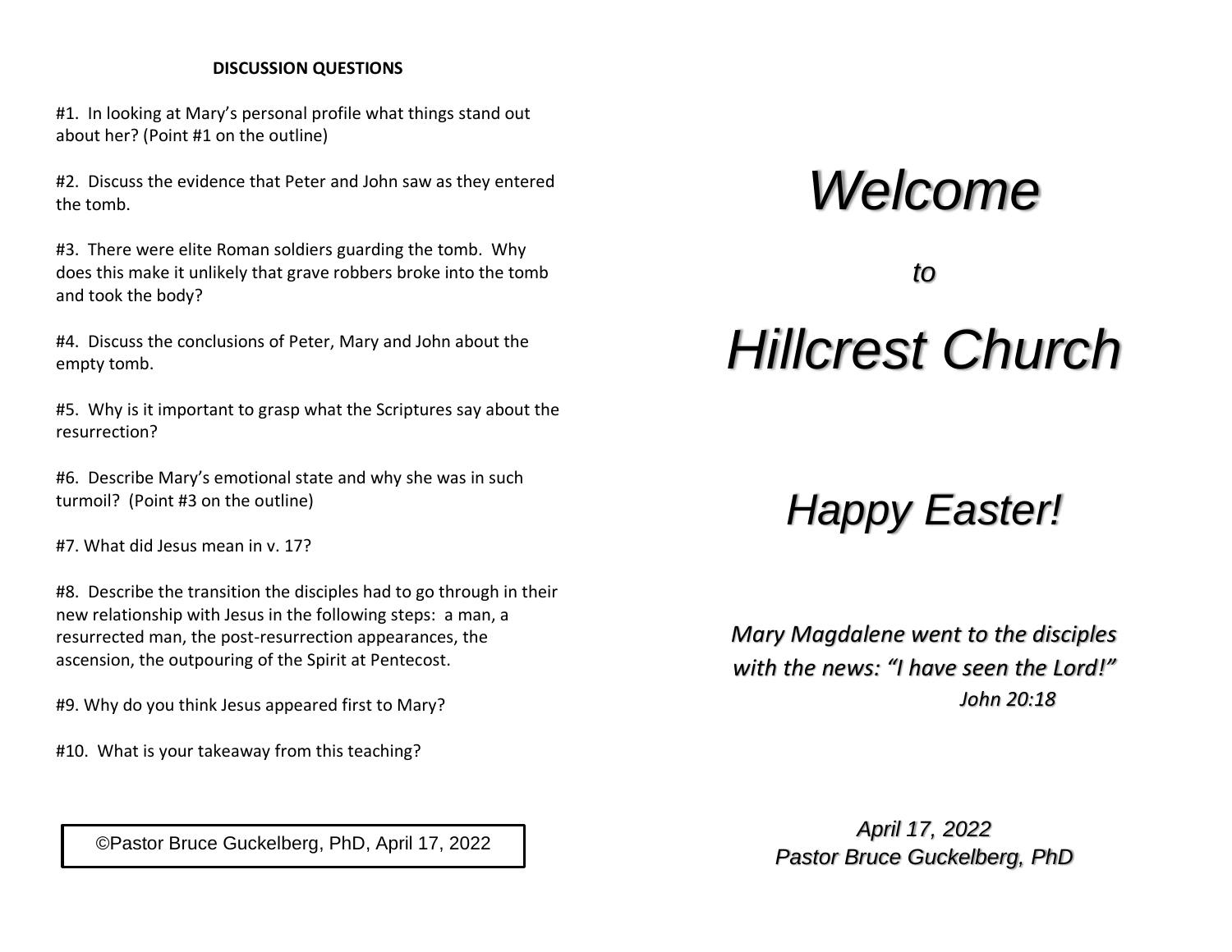**DISCUSSION QUESTIONS**

#1. In looking at Mary's personal profile what things stand out about her? (Point #1 on the outline)

#2. Discuss the evidence that Peter and John saw as they entered the tomb.

#3. There were elite Roman soldiers guarding the tomb. Why does this make it unlikely that grave robbers broke into the tomb and took the body?

#4. Discuss the conclusions of Peter, Mary and John about the empty tomb.

#5. Why is it important to grasp what the Scriptures say about the resurrection?

#6. Describe Mary's emotional state and why she was in such turmoil? (Point #3 on the outline)

#7. What did Jesus mean in v. 17?

#8. Describe the transition the disciples had to go through in their new relationship with Jesus in the following steps: a man, a resurrected man, the post-resurrection appearances, the ascension, the outpouring of the Spirit at Pentecost.

#9. Why do you think Jesus appeared first to Mary?

#10. What is your takeaway from this teaching?

©Pastor Bruce Guckelberg, PhD, April 17, 2022

# *Welcome*

*to*

# *Hillcrest Church*

## *Happy Easter!*

*Mary Magdalene went to the disciples with the news: "I have seen the Lord!"*
*John 20:18*

*April 17, 2022*
*Pastor Bruce Guckelberg, PhD*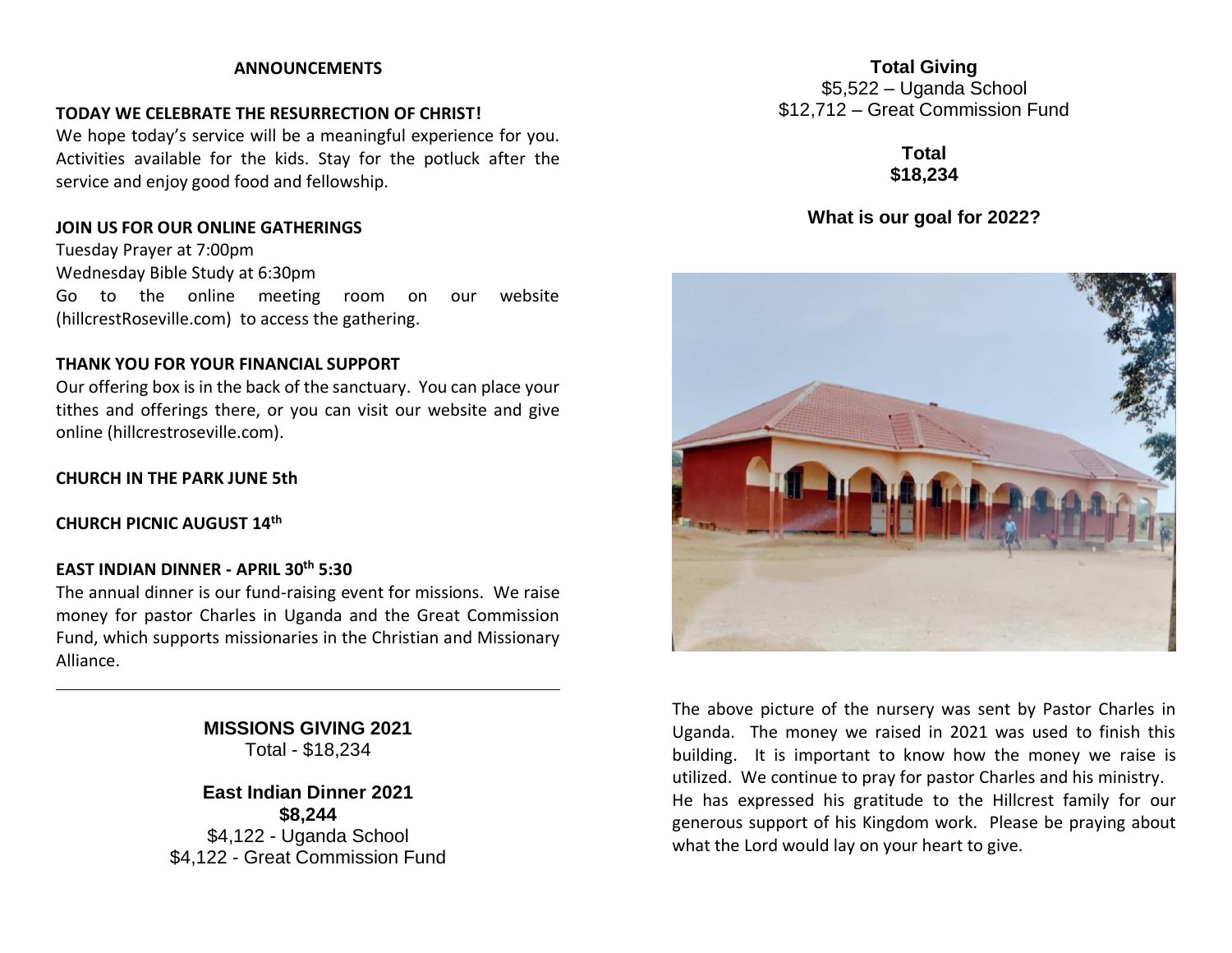## ANNOUNCEMENTS

**TODAY WE CELEBRATE THE RESURRECTION OF CHRIST!**

We hope today's service will be a meaningful experience for you. Activities available for the kids. Stay for the potluck after the service and enjoy good food and fellowship.

**JOIN US FOR OUR ONLINE GATHERINGS**

Tuesday Prayer at 7:00pm
Wednesday Bible Study at 6:30pm
Go to the online meeting room on our website (hillcrestRoseville.com) to access the gathering.

**THANK YOU FOR YOUR FINANCIAL SUPPORT**

Our offering box is in the back of the sanctuary. You can place your tithes and offerings there, or you can visit our website and give online (hillcrestroseville.com).

**CHURCH IN THE PARK JUNE 5th**

**CHURCH PICNIC AUGUST 14th**

**EAST INDIAN DINNER - APRIL 30th 5:30**

The annual dinner is our fund-raising event for missions. We raise money for pastor Charles in Uganda and the Great Commission Fund, which supports missionaries in the Christian and Missionary Alliance.

---

**MISSIONS GIVING 2021**
Total - $18,234

**East Indian Dinner 2021**
**$8,244**
$4,122 - Uganda School
$4,122 - Great Commission Fund

**Total Giving**
$5,522 – Uganda School
$12,712 – Great Commission Fund

**Total**
**$18,234**

**What is our goal for 2022?**

The above picture of the nursery was sent by Pastor Charles in Uganda. The money we raised in 2021 was used to finish this building. It is important to know how the money we raise is utilized. We continue to pray for pastor Charles and his ministry. He has expressed his gratitude to the Hillcrest family for our generous support of his Kingdom work. Please be praying about what the Lord would lay on your heart to give.